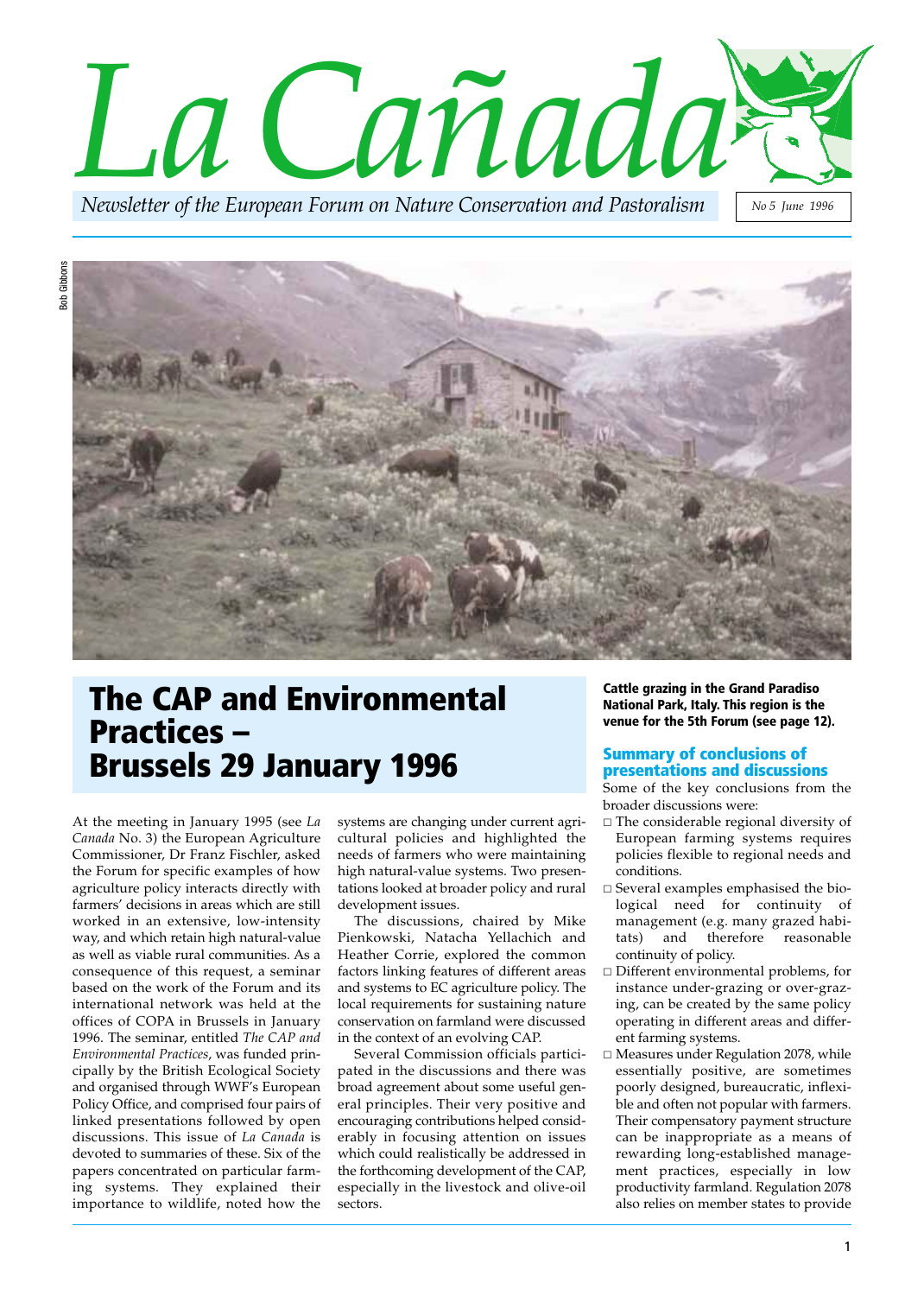# La Cañada

*Newsletter of the European Forum on Nature Conservation and Pastoralism*

*No 5 June 1996*

**Cattle grazing in the Grand Paradiso National Park, Italy. This region is the venue for the 5th Forum (see page 12).**

## The CAP and Environmental Practices – Brussels 29 January 1996

At the meeting in January 1995 (see *La Canada* No. 3) the European Agriculture Commissioner, Dr Franz Fischler, asked the Forum for specific examples of how agriculture policy interacts directly with farmers' decisions in areas which are still worked in an extensive, low-intensity way, and which retain high natural-value as well as viable rural communities. As a consequence of this request, a seminar based on the work of the Forum and its international network was held at the offices of COPA in Brussels in January 1996. The seminar, entitled *The CAP and Environmental Practices*, was funded principally by the British Ecological Society and organised through WWF's European Policy Office, and comprised four pairs of linked presentations followed by open discussions. This issue of *La Canada* is devoted to summaries of these. Six of the papers concentrated on particular farming systems. They explained their importance to wildlife, noted how the systems are changing under current agricultural policies and highlighted the needs of farmers who were maintaining high natural-value systems. Two presentations looked at broader policy and rural development issues.

The discussions, chaired by Mike Pienkowski, Natacha Yellachich and Heather Corrie, explored the common factors linking features of different areas and systems to EC agriculture policy. The local requirements for sustaining nature conservation on farmland were discussed in the context of an evolving CAP.

Several Commission officials participated in the discussions and there was broad agreement about some useful general principles. Their very positive and encouraging contributions helped considerably in focusing attention on issues which could realistically be addressed in the forthcoming development of the CAP, especially in the livestock and olive-oil sectors.

### Summary of conclusions of presentations and discussions

Some of the key conclusions from the broader discussions were:

- The considerable regional diversity of European farming systems requires policies flexible to regional needs and conditions.
- Several examples emphasised the biological need for continuity of management (e.g. many grazed habitats) and therefore reasonable continuity of policy.
- Different environmental problems, for instance under-grazing or over-grazing, can be created by the same policy operating in different areas and different farming systems.
- Measures under Regulation 2078, while essentially positive, are sometimes poorly designed, bureaucratic, inflexible and often not popular with farmers. Their compensatory payment structure can be inappropriate as a means of rewarding long-established management practices, especially in low productivity farmland. Regulation 2078 also relies on member states to provide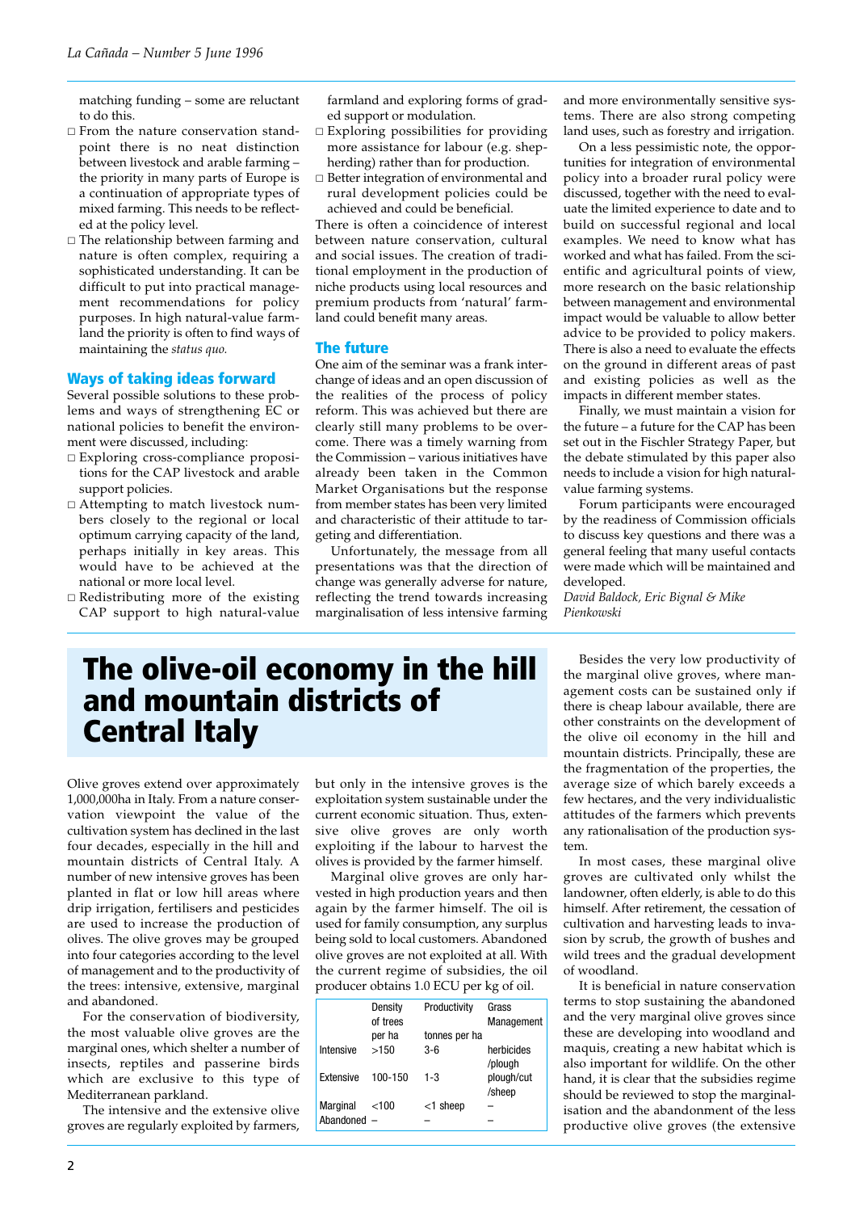matching funding – some are reluctant to do this.

- From the nature conservation standpoint there is no neat distinction between livestock and arable farming – the priority in many parts of Europe is a continuation of appropriate types of mixed farming. This needs to be reflected at the policy level.
- The relationship between farming and nature is often complex, requiring a sophisticated understanding. It can be difficult to put into practical management recommendations for policy purposes. In high natural-value farmland the priority is often to find ways of maintaining the *status quo.*

## Ways of taking ideas forward

Several possible solutions to these problems and ways of strengthening EC or national policies to benefit the environment were discussed, including:

- Exploring cross-compliance propositions for the CAP livestock and arable support policies.
- Attempting to match livestock numbers closely to the regional or local optimum carrying capacity of the land, perhaps initially in key areas. This would have to be achieved at the national or more local level.
- Redistributing more of the existing CAP support to high natural-value farmland and exploring forms of graded support or modulation.
- Exploring possibilities for providing more assistance for labour (e.g. shepherding) rather than for production.
- Better integration of environmental and rural development policies could be achieved and could be beneficial.

There is often a coincidence of interest between nature conservation, cultural and social issues. The creation of traditional employment in the production of niche products using local resources and premium products from 'natural' farmland could benefit many areas.

## The future

One aim of the seminar was a frank interchange of ideas and an open discussion of the realities of the process of policy reform. This was achieved but there are clearly still many problems to be overcome. There was a timely warning from the Commission – various initiatives have already been taken in the Common Market Organisations but the response from member states has been very limited and characteristic of their attitude to targeting and differentiation.

Unfortunately, the message from all presentations was that the direction of change was generally adverse for nature, reflecting the trend towards increasing marginalisation of less intensive farming and more environmentally sensitive systems. There are also strong competing land uses, such as forestry and irrigation.

On a less pessimistic note, the opportunities for integration of environmental policy into a broader rural policy were discussed, together with the need to evaluate the limited experience to date and to build on successful regional and local examples. We need to know what has worked and what has failed. From the scientific and agricultural points of view, more research on the basic relationship between management and environmental impact would be valuable to allow better advice to be provided to policy makers. There is also a need to evaluate the effects on the ground in different areas of past and existing policies as well as the impacts in different member states.

Finally, we must maintain a vision for the future – a future for the CAP has been set out in the Fischler Strategy Paper, but the debate stimulated by this paper also needs to include a vision for high natural-value farming systems.

Forum participants were encouraged by the readiness of Commission officials to discuss key questions and there was a general feeling that many useful contacts were made which will be maintained and developed.

*David Baldock, Eric Bignal & Mike Pienkowski*

# The olive-oil economy in the hill and mountain districts of Central Italy

Olive groves extend over approximately 1,000,000ha in Italy. From a nature conservation viewpoint the value of the cultivation system has declined in the last four decades, especially in the hill and mountain districts of Central Italy. A number of new intensive groves has been planted in flat or low hill areas where drip irrigation, fertilisers and pesticides are used to increase the production of olives. The olive groves may be grouped into four categories according to the level of management and to the productivity of the trees: intensive, extensive, marginal and abandoned.

For the conservation of biodiversity, the most valuable olive groves are the marginal ones, which shelter a number of insects, reptiles and passerine birds which are exclusive to this type of Mediterranean parkland.

The intensive and the extensive olive groves are regularly exploited by farmers, but only in the intensive groves is the exploitation system sustainable under the current economic situation. Thus, extensive olive groves are only worth exploiting if the labour to harvest the olives is provided by the farmer himself.

Marginal olive groves are only harvested in high production years and then again by the farmer himself. The oil is used for family consumption, any surplus being sold to local customers. Abandoned olive groves are not exploited at all. With the current regime of subsidies, the oil producer obtains 1.0 ECU per kg of oil.

| | Density of trees per ha | Productivity tonnes per ha | Grass Management |
|---|---|---|---|
| Intensive | >150 | 3-6 | herbicides /plough |
| Extensive | 100-150 | 1-3 | plough/cut /sheep |
| Marginal | <100 | <1 sheep | – |
| Abandoned | – | – | – |

Besides the very low productivity of the marginal olive groves, where management costs can be sustained only if there is cheap labour available, there are other constraints on the development of the olive oil economy in the hill and mountain districts. Principally, these are the fragmentation of the properties, the average size of which barely exceeds a few hectares, and the very individualistic attitudes of the farmers which prevents any rationalisation of the production system.

In most cases, these marginal olive groves are cultivated only whilst the landowner, often elderly, is able to do this himself. After retirement, the cessation of cultivation and harvesting leads to invasion by scrub, the growth of bushes and wild trees and the gradual development of woodland.

It is beneficial in nature conservation terms to stop sustaining the abandoned and the very marginal olive groves since these are developing into woodland and maquis, creating a new habitat which is also important for wildlife. On the other hand, it is clear that the subsidies regime should be reviewed to stop the marginalisation and the abandonment of the less productive olive groves (the extensive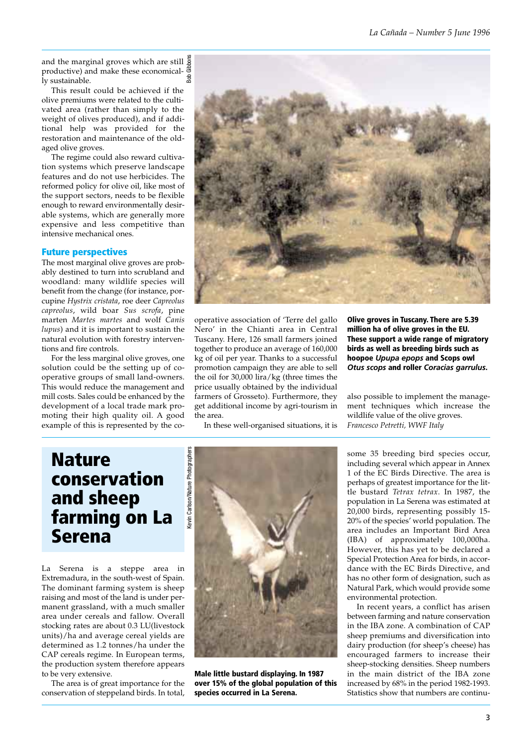and the marginal groves which are still productive) and make these economically sustainable.

This result could be achieved if the olive premiums were related to the cultivated area (rather than simply to the weight of olives produced), and if additional help was provided for the restoration and maintenance of the old-aged olive groves.

The regime could also reward cultivation systems which preserve landscape features and do not use herbicides. The reformed policy for olive oil, like most of the support sectors, needs to be flexible enough to reward environmentally desirable systems, which are generally more expensive and less competitive than intensive mechanical ones.

### Future perspectives

The most marginal olive groves are probably destined to turn into scrubland and woodland: many wildlife species will benefit from the change (for instance, porcupine *Hystrix cristata*, roe deer *Capreolus capreolus*, wild boar *Sus scrofa*, pine marten *Martes martes* and wolf *Canis lupus*) and it is important to sustain the natural evolution with forestry interventions and fire controls.

For the less marginal olive groves, one solution could be the setting up of co-operative groups of small land-owners. This would reduce the management and mill costs. Sales could be enhanced by the development of a local trade mark promoting their high quality oil. A good example of this is represented by the co-operative association of 'Terre del gallo Nero' in the Chianti area in Central Tuscany. Here, 126 small farmers joined together to produce an average of 160,000 kg of oil per year. Thanks to a successful promotion campaign they are able to sell the oil for 30,000 lira/kg (three times the price usually obtained by the individual farmers of Grosseto). Furthermore, they get additional income by agri-tourism in the area.

In these well-organised situations, it is also possible to implement the management techniques which increase the wildlife value of the olive groves.

*Francesco Petretti, WWF Italy*

**Olive groves in Tuscany. There are 5.39 million ha of olive groves in the EU. These support a wide range of migratory birds as well as breeding birds such as hoopoe *Upupa epops* and Scops owl *Otus scops* and roller *Coracias garrulus*.**

## Nature conservation and sheep farming on La Serena

La Serena is a steppe area in Extremadura, in the south-west of Spain. The dominant farming system is sheep raising and most of the land is under permanent grassland, with a much smaller area under cereals and fallow. Overall stocking rates are about 0.3 LU(livestock units)/ha and average cereal yields are determined as 1.2 tonnes/ha under the CAP cereals regime. In European terms, the production system therefore appears to be very extensive.

The area is of great importance for the conservation of steppeland birds. In total, some 35 breeding bird species occur, including several which appear in Annex 1 of the EC Birds Directive. The area is perhaps of greatest importance for the little bustard *Tetrax tetrax*. In 1987, the population in La Serena was estimated at 20,000 birds, representing possibly 15-20% of the species' world population. The area includes an Important Bird Area (IBA) of approximately 100,000ha. However, this has yet to be declared a Special Protection Area for birds, in accordance with the EC Birds Directive, and has no other form of designation, such as Natural Park, which would provide some environmental protection.

In recent years, a conflict has arisen between farming and nature conservation in the IBA zone. A combination of CAP sheep premiums and diversification into dairy production (for sheep's cheese) has encouraged farmers to increase their sheep-stocking densities. Sheep numbers in the main district of the IBA zone increased by 68% in the period 1982-1993. Statistics show that numbers are continu-

**Male little bustard displaying. In 1987 over 15% of the global population of this species occurred in La Serena.**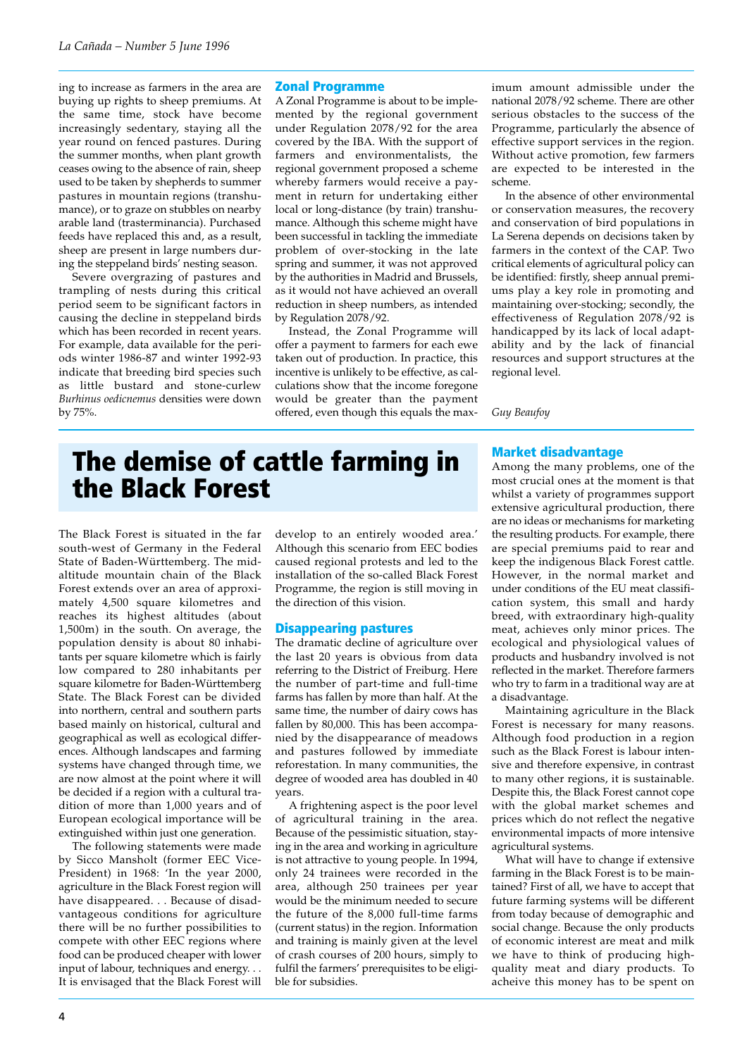ing to increase as farmers in the area are buying up rights to sheep premiums. At the same time, stock have become increasingly sedentary, staying all the year round on fenced pastures. During the summer months, when plant growth ceases owing to the absence of rain, sheep used to be taken by shepherds to summer pastures in mountain regions (transhumance), or to graze on stubbles on nearby arable land (trasterminancia). Purchased feeds have replaced this and, as a result, sheep are present in large numbers during the steppeland birds' nesting season.

Severe overgrazing of pastures and trampling of nests during this critical period seem to be significant factors in causing the decline in steppeland birds which has been recorded in recent years. For example, data available for the periods winter 1986-87 and winter 1992-93 indicate that breeding bird species such as little bustard and stone-curlew *Burhinus oedicnemus* densities were down by 75%.

## Zonal Programme

A Zonal Programme is about to be implemented by the regional government under Regulation 2078/92 for the area covered by the IBA. With the support of farmers and environmentalists, the regional government proposed a scheme whereby farmers would receive a payment in return for undertaking either local or long-distance (by train) transhumance. Although this scheme might have been successful in tackling the immediate problem of over-stocking in the late spring and summer, it was not approved by the authorities in Madrid and Brussels, as it would not have achieved an overall reduction in sheep numbers, as intended by Regulation 2078/92.

Instead, the Zonal Programme will offer a payment to farmers for each ewe taken out of production. In practice, this incentive is unlikely to be effective, as calculations show that the income foregone would be greater than the payment offered, even though this equals the maximum amount admissible under the national 2078/92 scheme. There are other serious obstacles to the success of the Programme, particularly the absence of effective support services in the region. Without active promotion, few farmers are expected to be interested in the scheme.

In the absence of other environmental or conservation measures, the recovery and conservation of bird populations in La Serena depends on decisions taken by farmers in the context of the CAP. Two critical elements of agricultural policy can be identified: firstly, sheep annual premiums play a key role in promoting and maintaining over-stocking; secondly, the effectiveness of Regulation 2078/92 is handicapped by its lack of local adaptability and by the lack of financial resources and support structures at the regional level.

*Guy Beaufoy*

# The demise of cattle farming in the Black Forest

The Black Forest is situated in the far south-west of Germany in the Federal State of Baden-Württemberg. The mid-altitude mountain chain of the Black Forest extends over an area of approximately 4,500 square kilometres and reaches its highest altitudes (about 1,500m) in the south. On average, the population density is about 80 inhabitants per square kilometre which is fairly low compared to 280 inhabitants per square kilometre for Baden-Württemberg State. The Black Forest can be divided into northern, central and southern parts based mainly on historical, cultural and geographical as well as ecological differences. Although landscapes and farming systems have changed through time, we are now almost at the point where it will be decided if a region with a cultural tradition of more than 1,000 years and of European ecological importance will be extinguished within just one generation.

The following statements were made by Sicco Mansholt (former EEC Vice-President) in 1968: 'In the year 2000, agriculture in the Black Forest region will have disappeared. . . Because of disadvantageous conditions for agriculture there will be no further possibilities to compete with other EEC regions where food can be produced cheaper with lower input of labour, techniques and energy. . . It is envisaged that the Black Forest will develop to an entirely wooded area.' Although this scenario from EEC bodies caused regional protests and led to the installation of the so-called Black Forest Programme, the region is still moving in the direction of this vision.

## Disappearing pastures

The dramatic decline of agriculture over the last 20 years is obvious from data referring to the District of Freiburg. Here the number of part-time and full-time farms has fallen by more than half. At the same time, the number of dairy cows has fallen by 80,000. This has been accompanied by the disappearance of meadows and pastures followed by immediate reforestation. In many communities, the degree of wooded area has doubled in 40 years.

A frightening aspect is the poor level of agricultural training in the area. Because of the pessimistic situation, staying in the area and working in agriculture is not attractive to young people. In 1994, only 24 trainees were recorded in the area, although 250 trainees per year would be the minimum needed to secure the future of the 8,000 full-time farms (current status) in the region. Information and training is mainly given at the level of crash courses of 200 hours, simply to fulfil the farmers' prerequisites to be eligible for subsidies.

## Market disadvantage

Among the many problems, one of the most crucial ones at the moment is that whilst a variety of programmes support extensive agricultural production, there are no ideas or mechanisms for marketing the resulting products. For example, there are special premiums paid to rear and keep the indigenous Black Forest cattle. However, in the normal market and under conditions of the EU meat classification system, this small and hardy breed, with extraordinary high-quality meat, achieves only minor prices. The ecological and physiological values of products and husbandry involved is not reflected in the market. Therefore farmers who try to farm in a traditional way are at a disadvantage.

Maintaining agriculture in the Black Forest is necessary for many reasons. Although food production in a region such as the Black Forest is labour intensive and therefore expensive, in contrast to many other regions, it is sustainable. Despite this, the Black Forest cannot cope with the global market schemes and prices which do not reflect the negative environmental impacts of more intensive agricultural systems.

What will have to change if extensive farming in the Black Forest is to be maintained? First of all, we have to accept that future farming systems will be different from today because of demographic and social change. Because the only products of economic interest are meat and milk we have to think of producing high-quality meat and diary products. To acheive this money has to be spent on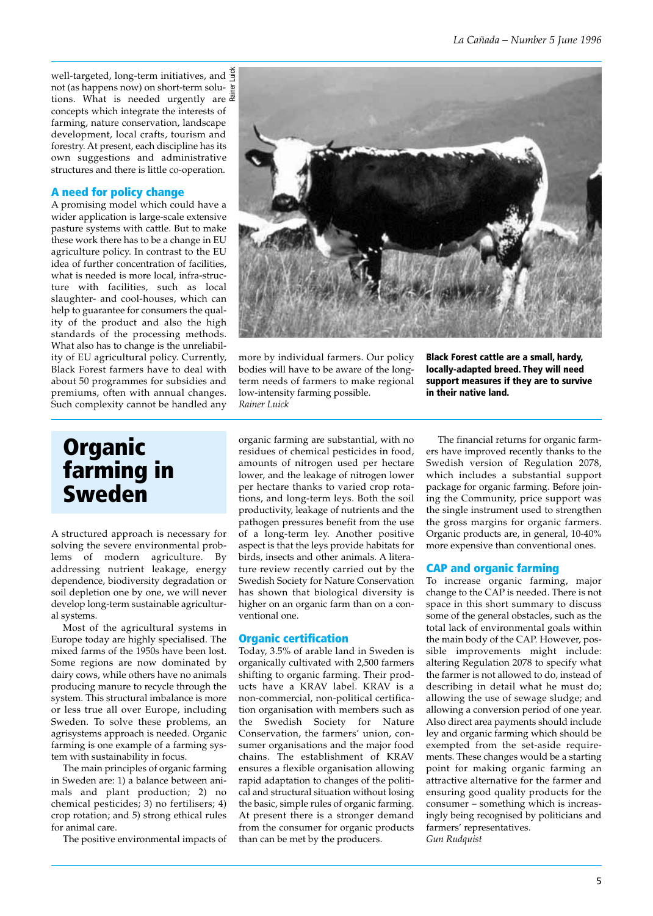well-targeted, long-term initiatives, and not (as happens now) on short-term solutions. What is needed urgently are concepts which integrate the interests of farming, nature conservation, landscape development, local crafts, tourism and forestry. At present, each discipline has its own suggestions and administrative structures and there is little co-operation.

### A need for policy change

A promising model which could have a wider application is large-scale extensive pasture systems with cattle. But to make these work there has to be a change in EU agriculture policy. In contrast to the EU idea of further concentration of facilities, what is needed is more local, infra-structure with facilities, such as local slaughter- and cool-houses, which can help to guarantee for consumers the quality of the product and also the high standards of the processing methods. What also has to change is the unreliability of EU agricultural policy. Currently, Black Forest farmers have to deal with about 50 programmes for subsidies and premiums, often with annual changes. Such complexity cannot be handled any more by individual farmers. Our policy bodies will have to be aware of the long-term needs of farmers to make regional low-intensity farming possible.

*Rainer Luick*

**Black Forest cattle are a small, hardy, locally-adapted breed. They will need support measures if they are to survive in their native land.**

## Organic farming in Sweden

A structured approach is necessary for solving the severe environmental problems of modern agriculture. By addressing nutrient leakage, energy dependence, biodiversity degradation or soil depletion one by one, we will never develop long-term sustainable agricultural systems.

Most of the agricultural systems in Europe today are highly specialised. The mixed farms of the 1950s have been lost. Some regions are now dominated by dairy cows, while others have no animals producing manure to recycle through the system. This structural imbalance is more or less true all over Europe, including Sweden. To solve these problems, an agrisystems approach is needed. Organic farming is one example of a farming system with sustainability in focus.

The main principles of organic farming in Sweden are: 1) a balance between animals and plant production; 2) no chemical pesticides; 3) no fertilisers; 4) crop rotation; and 5) strong ethical rules for animal care.

The positive environmental impacts of organic farming are substantial, with no residues of chemical pesticides in food, amounts of nitrogen used per hectare lower, and the leakage of nitrogen lower per hectare thanks to varied crop rotations, and long-term leys. Both the soil productivity, leakage of nutrients and the pathogen pressures benefit from the use of a long-term ley. Another positive aspect is that the leys provide habitats for birds, insects and other animals. A literature review recently carried out by the Swedish Society for Nature Conservation has shown that biological diversity is higher on an organic farm than on a conventional one.

### Organic certification

Today, 3.5% of arable land in Sweden is organically cultivated with 2,500 farmers shifting to organic farming. Their products have a KRAV label. KRAV is a non-commercial, non-political certification organisation with members such as the Swedish Society for Nature Conservation, the farmers' union, consumer organisations and the major food chains. The establishment of KRAV ensures a flexible organisation allowing rapid adaptation to changes of the political and structural situation without losing the basic, simple rules of organic farming. At present there is a stronger demand from the consumer for organic products than can be met by the producers.

The financial returns for organic farmers have improved recently thanks to the Swedish version of Regulation 2078, which includes a substantial support package for organic farming. Before joining the Community, price support was the single instrument used to strengthen the gross margins for organic farmers. Organic products are, in general, 10-40% more expensive than conventional ones.

### CAP and organic farming

To increase organic farming, major change to the CAP is needed. There is not space in this short summary to discuss some of the general obstacles, such as the total lack of environmental goals within the main body of the CAP. However, possible improvements might include: altering Regulation 2078 to specify what the farmer is not allowed to do, instead of describing in detail what he must do; allowing the use of sewage sludge; and allowing a conversion period of one year. Also direct area payments should include ley and organic farming which should be exempted from the set-aside requirements. These changes would be a starting point for making organic farming an attractive alternative for the farmer and ensuring good quality products for the consumer – something which is increasingly being recognised by politicians and farmers' representatives.

*Gun Rudquist*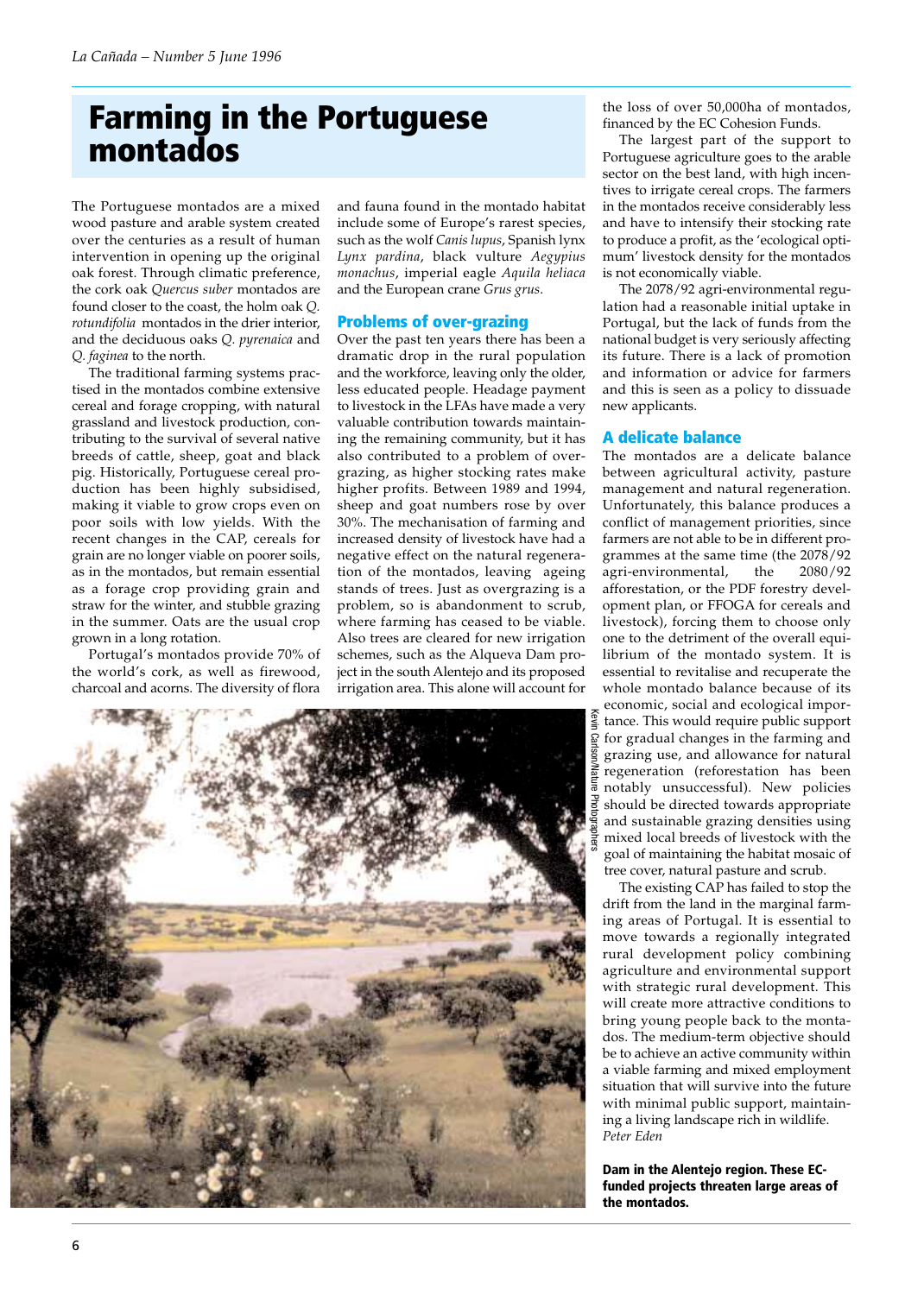# Farming in the Portuguese montados

The Portuguese montados are a mixed wood pasture and arable system created over the centuries as a result of human intervention in opening up the original oak forest. Through climatic preference, the cork oak *Quercus suber* montados are found closer to the coast, the holm oak *Q. rotundifolia* montados in the drier interior, and the deciduous oaks *Q. pyrenaica* and *Q. faginea* to the north.

The traditional farming systems practised in the montados combine extensive cereal and forage cropping, with natural grassland and livestock production, contributing to the survival of several native breeds of cattle, sheep, goat and black pig. Historically, Portuguese cereal production has been highly subsidised, making it viable to grow crops even on poor soils with low yields. With the recent changes in the CAP, cereals for grain are no longer viable on poorer soils, as in the montados, but remain essential as a forage crop providing grain and straw for the winter, and stubble grazing in the summer. Oats are the usual crop grown in a long rotation.

Portugal's montados provide 70% of the world's cork, as well as firewood, charcoal and acorns. The diversity of flora and fauna found in the montado habitat include some of Europe's rarest species, such as the wolf *Canis lupus*, Spanish lynx *Lynx pardina*, black vulture *Aegypius monachus*, imperial eagle *Aquila heliaca* and the European crane *Grus grus*.

## Problems of over-grazing

Over the past ten years there has been a dramatic drop in the rural population and the workforce, leaving only the older, less educated people. Headage payment to livestock in the LFAs have made a very valuable contribution towards maintaining the remaining community, but it has also contributed to a problem of overgrazing, as higher stocking rates make higher profits. Between 1989 and 1994, sheep and goat numbers rose by over 30%. The mechanisation of farming and increased density of livestock have had a negative effect on the natural regeneration of the montados, leaving ageing stands of trees. Just as overgrazing is a problem, so is abandonment to scrub, where farming has ceased to be viable. Also trees are cleared for new irrigation schemes, such as the Alqueva Dam project in the south Alentejo and its proposed irrigation area. This alone will account for the loss of over 50,000ha of montados, financed by the EC Cohesion Funds.

The largest part of the support to Portuguese agriculture goes to the arable sector on the best land, with high incentives to irrigate cereal crops. The farmers in the montados receive considerably less and have to intensify their stocking rate to produce a profit, as the 'ecological optimum' livestock density for the montados is not economically viable.

The 2078/92 agri-environmental regulation had a reasonable initial uptake in Portugal, but the lack of funds from the national budget is very seriously affecting its future. There is a lack of promotion and information or advice for farmers and this is seen as a policy to dissuade new applicants.

## A delicate balance

The montados are a delicate balance between agricultural activity, pasture management and natural regeneration. Unfortunately, this balance produces a conflict of management priorities, since farmers are not able to be in different programmes at the same time (the 2078/92 agri-environmental, the 2080/92 afforestation, or the PDF forestry development plan, or FFOGA for cereals and livestock), forcing them to choose only one to the detriment of the overall equilibrium of the montado system. It is essential to revitalise and recuperate the whole montado balance because of its economic, social and ecological importance. This would require public support for gradual changes in the farming and grazing use, and allowance for natural regeneration (reforestation has been notably unsuccessful). New policies should be directed towards appropriate and sustainable grazing densities using mixed local breeds of livestock with the goal of maintaining the habitat mosaic of tree cover, natural pasture and scrub.

The existing CAP has failed to stop the drift from the land in the marginal farming areas of Portugal. It is essential to move towards a regionally integrated rural development policy combining agriculture and environmental support with strategic rural development. This will create more attractive conditions to bring young people back to the montados. The medium-term objective should be to achieve an active community within a viable farming and mixed employment situation that will survive into the future with minimal public support, maintaining a living landscape rich in wildlife.

*Peter Eden*

Kevin Carlson/Nature Photographers

**Dam in the Alentejo region. These EC-funded projects threaten large areas of the montados.**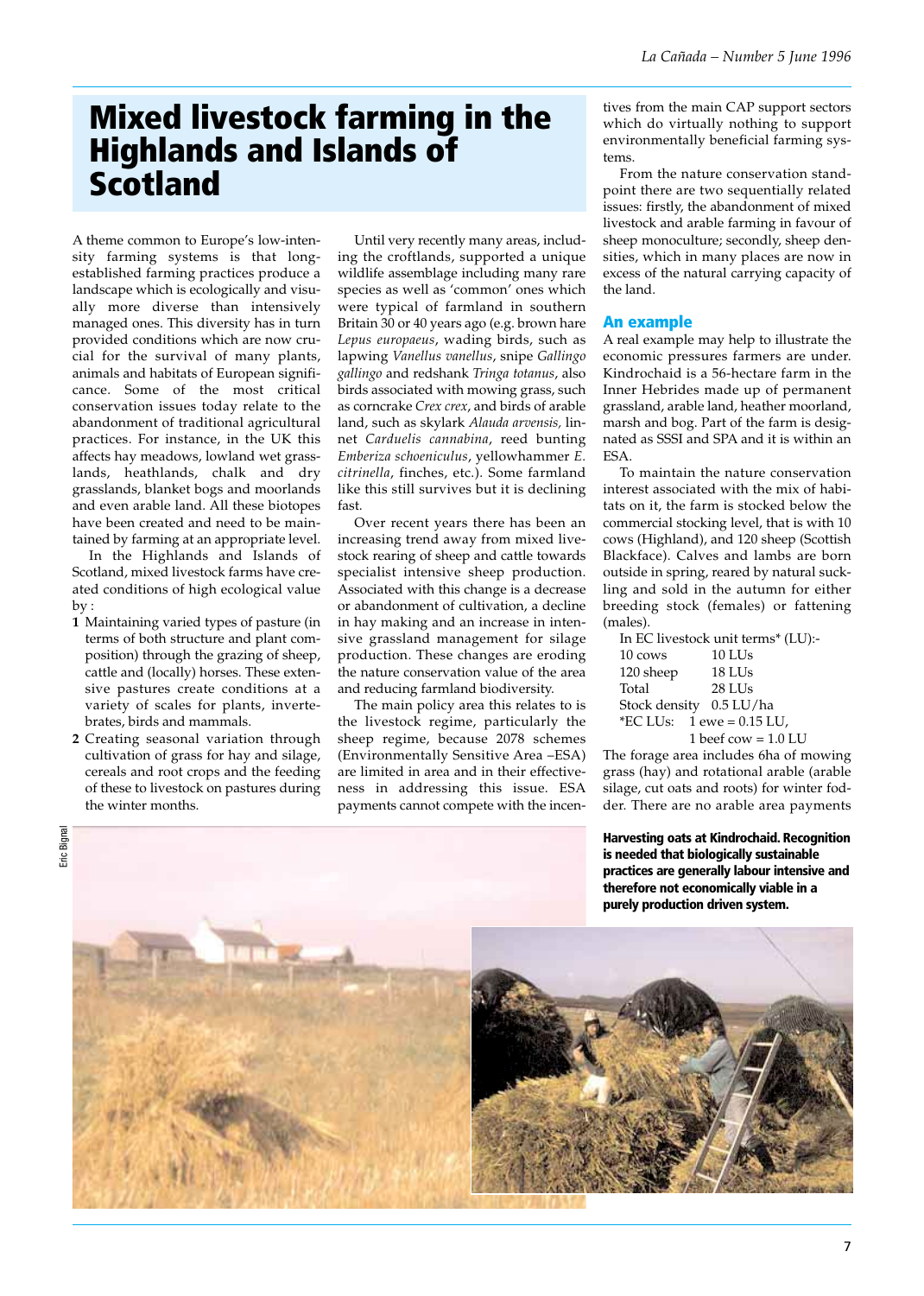# Mixed livestock farming in the Highlands and Islands of Scotland

A theme common to Europe's low-intensity farming systems is that long-established farming practices produce a landscape which is ecologically and visually more diverse than intensively managed ones. This diversity has in turn provided conditions which are now crucial for the survival of many plants, animals and habitats of European significance. Some of the most critical conservation issues today relate to the abandonment of traditional agricultural practices. For instance, in the UK this affects hay meadows, lowland wet grasslands, heathlands, chalk and dry grasslands, blanket bogs and moorlands and even arable land. All these biotopes have been created and need to be maintained by farming at an appropriate level.

In the Highlands and Islands of Scotland, mixed livestock farms have created conditions of high ecological value by :

1. Maintaining varied types of pasture (in terms of both structure and plant composition) through the grazing of sheep, cattle and (locally) horses. These extensive pastures create conditions at a variety of scales for plants, invertebrates, birds and mammals.
2. Creating seasonal variation through cultivation of grass for hay and silage, cereals and root crops and the feeding of these to livestock on pastures during the winter months.

Until very recently many areas, including the croftlands, supported a unique wildlife assemblage including many rare species as well as 'common' ones which were typical of farmland in southern Britain 30 or 40 years ago (e.g. brown hare *Lepus europaeus*, wading birds, such as lapwing *Vanellus vanellus*, snipe *Gallingo gallingo* and redshank *Tringa totanus*, also birds associated with mowing grass, such as corncrake *Crex crex*, and birds of arable land, such as skylark *Alauda arvensis,* linnet *Carduelis cannabina*, reed bunting *Emberiza schoeniculus*, yellowhammer *E. citrinella*, finches, etc.). Some farmland like this still survives but it is declining fast.

Over recent years there has been an increasing trend away from mixed livestock rearing of sheep and cattle towards specialist intensive sheep production. Associated with this change is a decrease or abandonment of cultivation, a decline in hay making and an increase in intensive grassland management for silage production. These changes are eroding the nature conservation value of the area and reducing farmland biodiversity.

The main policy area this relates to is the livestock regime, particularly the sheep regime, because 2078 schemes (Environmentally Sensitive Area –ESA) are limited in area and in their effectiveness in addressing this issue. ESA payments cannot compete with the incentives from the main CAP support sectors which do virtually nothing to support environmentally beneficial farming systems.

From the nature conservation standpoint there are two sequentially related issues: firstly, the abandonment of mixed livestock and arable farming in favour of sheep monoculture; secondly, sheep densities, which in many places are now in excess of the natural carrying capacity of the land.

## An example

A real example may help to illustrate the economic pressures farmers are under. Kindrochaid is a 56-hectare farm in the Inner Hebrides made up of permanent grassland, arable land, heather moorland, marsh and bog. Part of the farm is designated as SSSI and SPA and it is within an ESA.

To maintain the nature conservation interest associated with the mix of habitats on it, the farm is stocked below the commercial stocking level, that is with 10 cows (Highland), and 120 sheep (Scottish Blackface). Calves and lambs are born outside in spring, reared by natural suckling and sold in the autumn for either breeding stock (females) or fattening (males).

In EC livestock unit terms* (LU):-

| | |
|---|---|
| 10 cows | 10 LUs |
| 120 sheep | 18 LUs |
| Total | 28 LUs |
| Stock density | 0.5 LU/ha |

*EC LUs: 1 ewe = 0.15 LU, 1 beef cow = 1.0 LU

The forage area includes 6ha of mowing grass (hay) and rotational arable (arable silage, cut oats and roots) for winter fodder. There are no arable area payments

**Harvesting oats at Kindrochaid. Recognition is needed that biologically sustainable practices are generally labour intensive and therefore not economically viable in a purely production driven system.**

Eric Bignal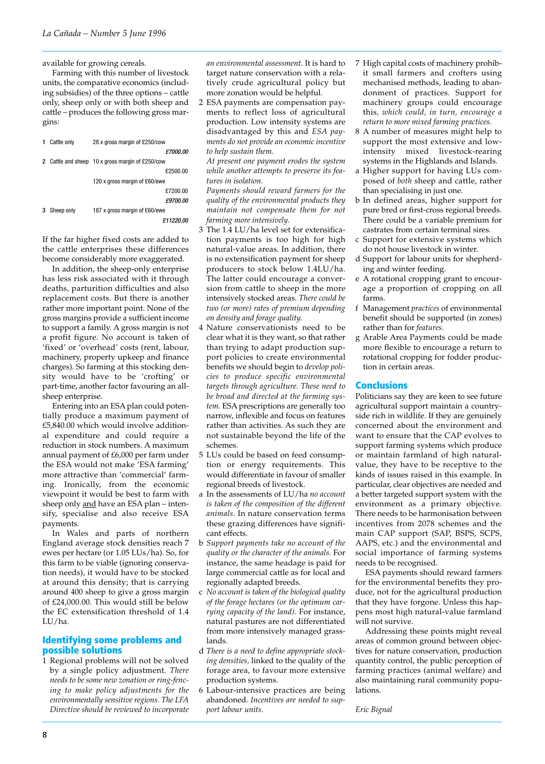available for growing cereals.

Farming with this number of livestock units, the comparative economics (including subsidies) of the three options – cattle only, sheep only or with both sheep and cattle – produces the following gross margins:

| | | |
|---|---|---|
| 1 Cattle only | 28 x gross margin of £250/cow | |
| | | ***£7000.00*** |
| 2 Cattle and sheep | 10 x gross margin of £250/cow | |
| | | £2500.00 |
| | 120 x gross margin of £60/ewe | |
| | | £7200.00 |
| | | ***£9700.00*** |
| 3 Sheep only | 187 x gross margin of £60/ewe | |
| | | ***£11220.00*** |

If the far higher fixed costs are added to the cattle enterprises these differences become considerably more exaggerated.

In addition, the sheep-only enterprise has less risk associated with it through deaths, parturition difficulties and also replacement costs. But there is another rather more important point. None of the gross margins provide a sufficient income to support a family. A gross margin is not a profit figure. No account is taken of 'fixed' or 'overhead' costs (rent, labour, machinery, property upkeep and finance charges). So farming at this stocking density would have to be 'crofting' or part-time, another factor favouring an all-sheep enterprise.

Entering into an ESA plan could potentially produce a maximum payment of £5,840.00 which would involve additional expenditure and could require a reduction in stock numbers. A maximum annual payment of £6,000 per farm under the ESA would not make 'ESA farming' more attractive than 'commercial' farming. Ironically, from the economic viewpoint it would be best to farm with sheep only and have an ESA plan – intensify, specialise and also receive ESA payments.

In Wales and parts of northern England average stock densities reach 7 ewes per hectare (or 1.05 LUs/ha). So, for this farm to be viable (ignoring conservation needs), it would have to be stocked at around this density; that is carrying around 400 sheep to give a gross margin of £24,000.00. This would still be below the EC extensification threshold of 1.4 LU/ha.

## Identifying some problems and possible solutions

1 Regional problems will not be solved by a single policy adjustment. *There needs to be some new zonation or ring-fencing to make policy adjustments for the environmentally sensitive regions. The LFA Directive should be reviewed to incorporate an environmental assessment.* It is hard to target nature conservation with a relatively crude agricultural policy but more zonation would be helpful.

2 ESA payments are compensation payments to reflect loss of agricultural production. Low intensity systems are disadvantaged by this and *ESA payments do not provide an economic incentive to help sustain them.*
*At present one payment erodes the system while another attempts to preserve its features in isolation.*
*Payments should reward farmers for the quality of the environmental products they maintain not compensate them for not farming more intensively.*

3 The 1.4 LU/ha level set for extensification payments is too high for high natural-value areas. In addition, there is no extensification payment for sheep producers to stock below 1.4LU/ha. The latter could encourage a conversion from cattle to sheep in the more intensively stocked areas. *There could be two (or more) rates of premium depending on density and forage quality.*

4 Nature conservationists need to be clear what it is they want, so that rather than trying to adapt production support policies to create environmental benefits we should begin to *develop policies to produce specific environmental targets through agriculture. These need to be broad and directed at the farming system.* ESA prescriptions are generally too narrow, inflexible and focus on features rather than activities. As such they are not sustainable beyond the life of the schemes.

5 LUs could be based on feed consumption or energy requirements. This would differentiate in favour of smaller regional breeds of livestock.

a In the assessments of LU/ha *no account is taken of the composition of the different animals*. In nature conservation terms these grazing differences have significant effects.

b *Support payments take no account of the quality or the character of the animals*. For instance, the same headage is paid for large commercial cattle as for local and regionally adapted breeds.

c *No account is taken of the biological quality of the forage hectares (or the optimum carrying capacity of the land).* For instance, natural pastures are not differentiated from more intensively managed grasslands.

d *There is a need to define appropriate stocking densities*, linked to the quality of the forage area, to favour more extensive production systems.

6 Labour-intensive practices are being abandoned. *Incentives are needed to support labour units.*

7 High capital costs of machinery prohibit small farmers and crofters using mechanised methods, leading to abandonment of practices. Support for machinery groups could encourage this, *which could, in turn, encourage a return to more mixed farming practices.*

8 A number of measures might help to support the most extensive and low-intensity mixed livestock-rearing systems in the Highlands and Islands.

a Higher support for having LUs composed of *both* sheep and cattle, rather than specialising in just one.

b In defined areas, higher support for pure bred or first-cross regional breeds. There could be a variable premium for castrates from certain terminal sires.

c Support for extensive systems which do not house livestock in winter.

d Support for labour units for shepherding and winter feeding.

e A rotational cropping grant to encourage a proportion of cropping on all farms.

f Management *practices* of environmental benefit should be supported (in zones) rather than for *features*.

g Arable Area Payments could be made more flexible to encourage a return to rotational cropping for fodder production in certain areas.

## Conclusions

Politicians say they are keen to see future agricultural support maintain a countryside rich in wildlife. If they are genuinely concerned about the environment and want to ensure that the CAP evolves to support farming systems which produce or maintain farmland of high natural-value, they have to be receptive to the kinds of issues raised in this example. In particular, clear objectives are needed and a better targeted support system with the environment as a primary objective. There needs to be harmonisation between incentives from 2078 schemes and the main CAP support (SAP, BSPS, SCPS, AAPS, etc.) and the environmental and social importance of farming systems needs to be recognised.

ESA payments should reward farmers for the environmental benefits they produce, not for the agricultural production that they have forgone. Unless this happens most high natural-value farmland will not survive.

Addressing these points might reveal areas of common ground between objectives for nature conservation, production quality control, the public perception of farming practices (animal welfare) and also maintaining rural community populations.

*Eric Bignal*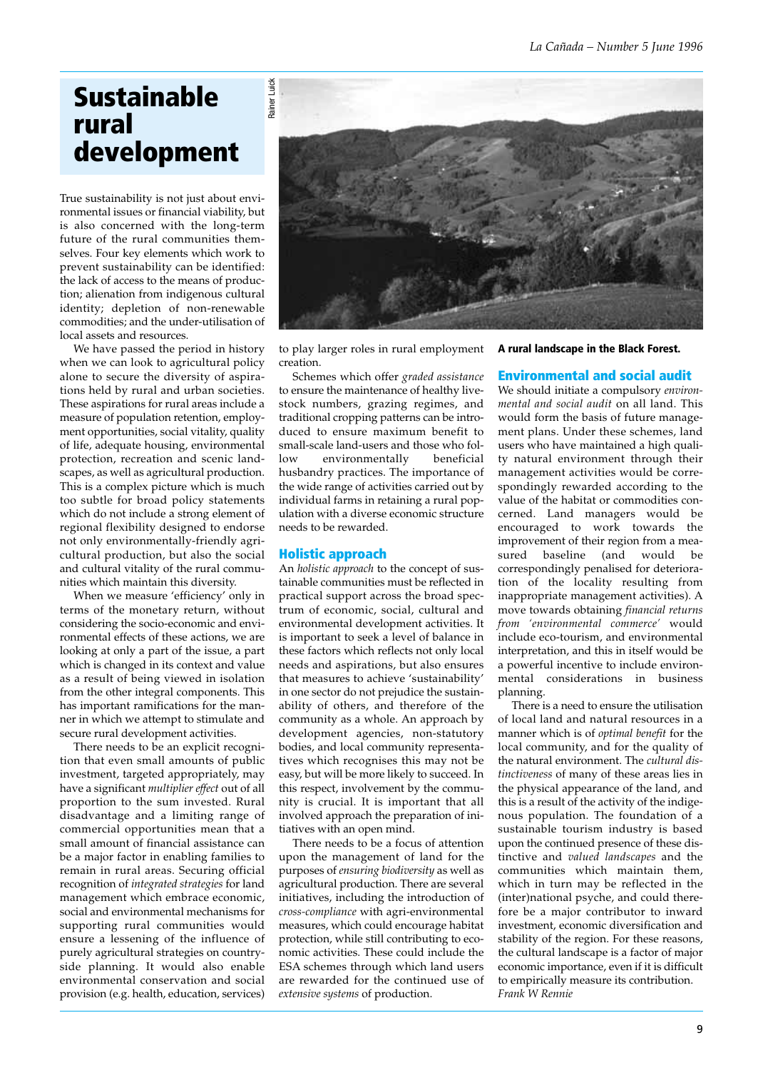# Sustainable rural development

True sustainability is not just about environmental issues or financial viability, but is also concerned with the long-term future of the rural communities themselves. Four key elements which work to prevent sustainability can be identified: the lack of access to the means of production; alienation from indigenous cultural identity; depletion of non-renewable commodities; and the under-utilisation of local assets and resources.

We have passed the period in history when we can look to agricultural policy alone to secure the diversity of aspirations held by rural and urban societies. These aspirations for rural areas include a measure of population retention, employment opportunities, social vitality, quality of life, adequate housing, environmental protection, recreation and scenic landscapes, as well as agricultural production. This is a complex picture which is much too subtle for broad policy statements which do not include a strong element of regional flexibility designed to endorse not only environmentally-friendly agricultural production, but also the social and cultural vitality of the rural communities which maintain this diversity.

When we measure 'efficiency' only in terms of the monetary return, without considering the socio-economic and environmental effects of these actions, we are looking at only a part of the issue, a part which is changed in its context and value as a result of being viewed in isolation from the other integral components. This has important ramifications for the manner in which we attempt to stimulate and secure rural development activities.

There needs to be an explicit recognition that even small amounts of public investment, targeted appropriately, may have a significant *multiplier effect* out of all proportion to the sum invested. Rural disadvantage and a limiting range of commercial opportunities mean that a small amount of financial assistance can be a major factor in enabling families to remain in rural areas. Securing official recognition of *integrated strategies* for land management which embrace economic, social and environmental mechanisms for supporting rural communities would ensure a lessening of the influence of purely agricultural strategies on countryside planning. It would also enable environmental conservation and social provision (e.g. health, education, services) to play larger roles in rural employment creation.

Schemes which offer *graded assistance* to ensure the maintenance of healthy livestock numbers, grazing regimes, and traditional cropping patterns can be introduced to ensure maximum benefit to small-scale land-users and those who follow environmentally beneficial husbandry practices. The importance of the wide range of activities carried out by individual farms in retaining a rural population with a diverse economic structure needs to be rewarded.

A rural landscape in the Black Forest.

## Holistic approach

An *holistic approach* to the concept of sustainable communities must be reflected in practical support across the broad spectrum of economic, social, cultural and environmental development activities. It is important to seek a level of balance in these factors which reflects not only local needs and aspirations, but also ensures that measures to achieve 'sustainability' in one sector do not prejudice the sustainability of others, and therefore of the community as a whole. An approach by development agencies, non-statutory bodies, and local community representatives which recognises this may not be easy, but will be more likely to succeed. In this respect, involvement by the community is crucial. It is important that all involved approach the preparation of initiatives with an open mind.

There needs to be a focus of attention upon the management of land for the purposes of *ensuring biodiversity* as well as agricultural production. There are several initiatives, including the introduction of *cross-compliance* with agri-environmental measures, which could encourage habitat protection, while still contributing to economic activities. These could include the ESA schemes through which land users are rewarded for the continued use of *extensive systems* of production.

## Environmental and social audit

We should initiate a compulsory *environmental and social audit* on all land. This would form the basis of future management plans. Under these schemes, land users who have maintained a high quality natural environment through their management activities would be correspondingly rewarded according to the value of the habitat or commodities concerned. Land managers would be encouraged to work towards the improvement of their region from a measured baseline (and would be correspondingly penalised for deterioration of the locality resulting from inappropriate management activities). A move towards obtaining *financial returns from 'environmental commerce'* would include eco-tourism, and environmental interpretation, and this in itself would be a powerful incentive to include environmental considerations in business planning.

There is a need to ensure the utilisation of local land and natural resources in a manner which is of *optimal benefit* for the local community, and for the quality of the natural environment. The *cultural distinctiveness* of many of these areas lies in the physical appearance of the land, and this is a result of the activity of the indigenous population. The foundation of a sustainable tourism industry is based upon the continued presence of these distinctive and *valued landscapes* and the communities which maintain them, which in turn may be reflected in the (inter)national psyche, and could therefore be a major contributor to inward investment, economic diversification and stability of the region. For these reasons, the cultural landscape is a factor of major economic importance, even if it is difficult to empirically measure its contribution.

*Frank W Rennie*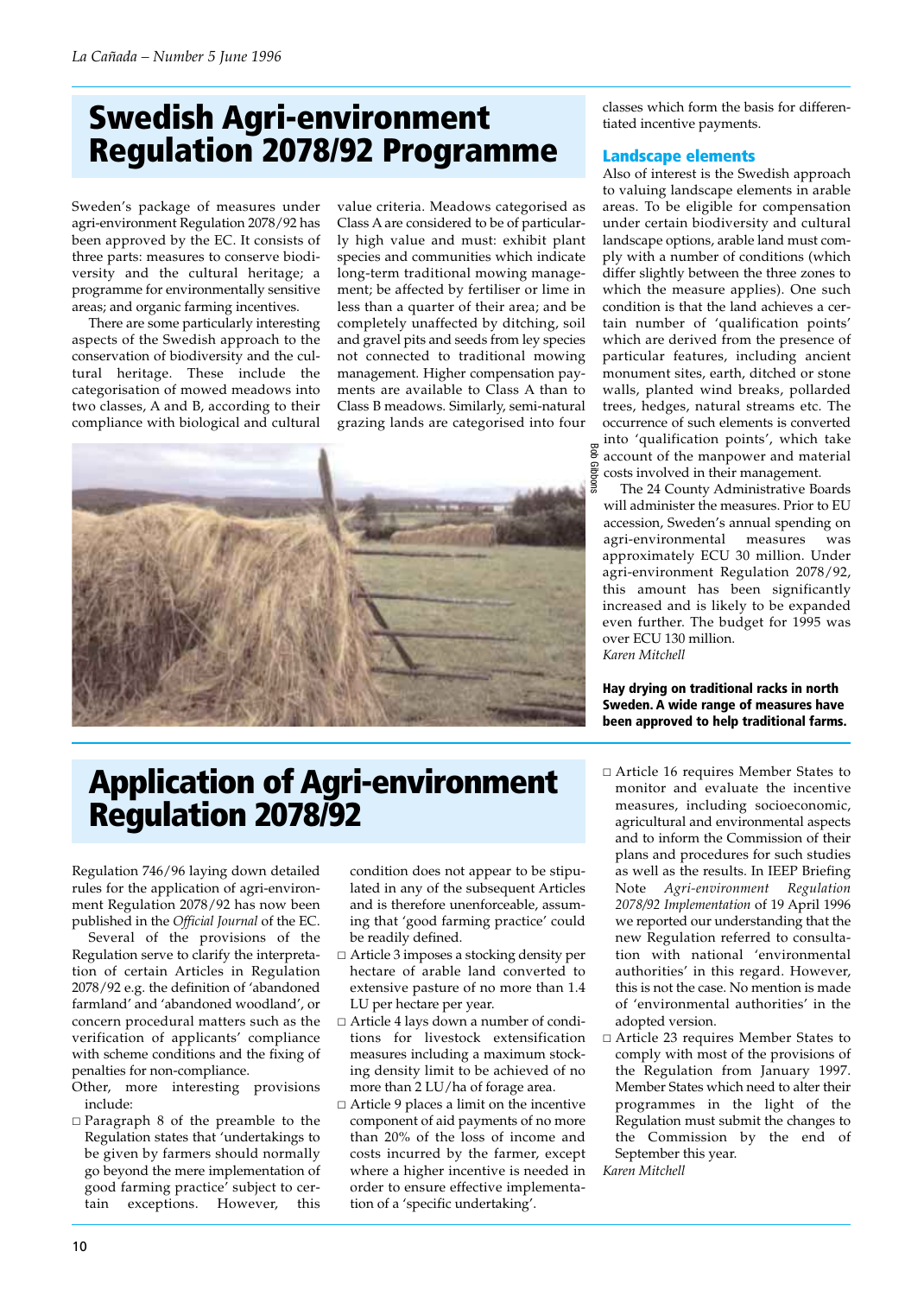# Swedish Agri-environment Regulation 2078/92 Programme

Sweden's package of measures under agri-environment Regulation 2078/92 has been approved by the EC. It consists of three parts: measures to conserve biodiversity and the cultural heritage; a programme for environmentally sensitive areas; and organic farming incentives.

There are some particularly interesting aspects of the Swedish approach to the conservation of biodiversity and the cultural heritage. These include the categorisation of mowed meadows into two classes, A and B, according to their compliance with biological and cultural value criteria. Meadows categorised as Class A are considered to be of particularly high value and must: exhibit plant species and communities which indicate long-term traditional mowing management; be affected by fertiliser or lime in less than a quarter of their area; and be completely unaffected by ditching, soil and gravel pits and seeds from ley species not connected to traditional mowing management. Higher compensation payments are available to Class A than to Class B meadows. Similarly, semi-natural grazing lands are categorised into four classes which form the basis for differentiated incentive payments.

## Landscape elements

Also of interest is the Swedish approach to valuing landscape elements in arable areas. To be eligible for compensation under certain biodiversity and cultural landscape options, arable land must comply with a number of conditions (which differ slightly between the three zones to which the measure applies). One such condition is that the land achieves a certain number of 'qualification points' which are derived from the presence of particular features, including ancient monument sites, earth, ditched or stone walls, planted wind breaks, pollarded trees, hedges, natural streams etc. The occurrence of such elements is converted into 'qualification points', which take account of the manpower and material costs involved in their management.

The 24 County Administrative Boards will administer the measures. Prior to EU accession, Sweden's annual spending on agri-environmental measures was approximately ECU 30 million. Under agri-environment Regulation 2078/92, this amount has been significantly increased and is likely to be expanded even further. The budget for 1995 was over ECU 130 million.

*Karen Mitchell*

Bob Gibbons

**Hay drying on traditional racks in north Sweden. A wide range of measures have been approved to help traditional farms.**

# Application of Agri-environment Regulation 2078/92

Regulation 746/96 laying down detailed rules for the application of agri-environment Regulation 2078/92 has now been published in the *Official Journal* of the EC.

Several of the provisions of the Regulation serve to clarify the interpretation of certain Articles in Regulation 2078/92 e.g. the definition of 'abandoned farmland' and 'abandoned woodland', or concern procedural matters such as the verification of applicants' compliance with scheme conditions and the fixing of penalties for non-compliance.

Other, more interesting provisions include:

- Paragraph 8 of the preamble to the Regulation states that 'undertakings to be given by farmers should normally go beyond the mere implementation of good farming practice' subject to certain exceptions. However, this condition does not appear to be stipulated in any of the subsequent Articles and is therefore unenforceable, assuming that 'good farming practice' could be readily defined.
- Article 3 imposes a stocking density per hectare of arable land converted to extensive pasture of no more than 1.4 LU per hectare per year.
- Article 4 lays down a number of conditions for livestock extensification measures including a maximum stocking density limit to be achieved of no more than 2 LU/ha of forage area.
- Article 9 places a limit on the incentive component of aid payments of no more than 20% of the loss of income and costs incurred by the farmer, except where a higher incentive is needed in order to ensure effective implementation of a 'specific undertaking'.
- Article 16 requires Member States to monitor and evaluate the incentive measures, including socioeconomic, agricultural and environmental aspects and to inform the Commission of their plans and procedures for such studies as well as the results. In IEEP Briefing Note *Agri-environment Regulation 2078/92 Implementation* of 19 April 1996 we reported our understanding that the new Regulation referred to consultation with national 'environmental authorities' in this regard. However, this is not the case. No mention is made of 'environmental authorities' in the adopted version.
- Article 23 requires Member States to comply with most of the provisions of the Regulation from January 1997. Member States which need to alter their programmes in the light of the Regulation must submit the changes to the Commission by the end of September this year.

*Karen Mitchell*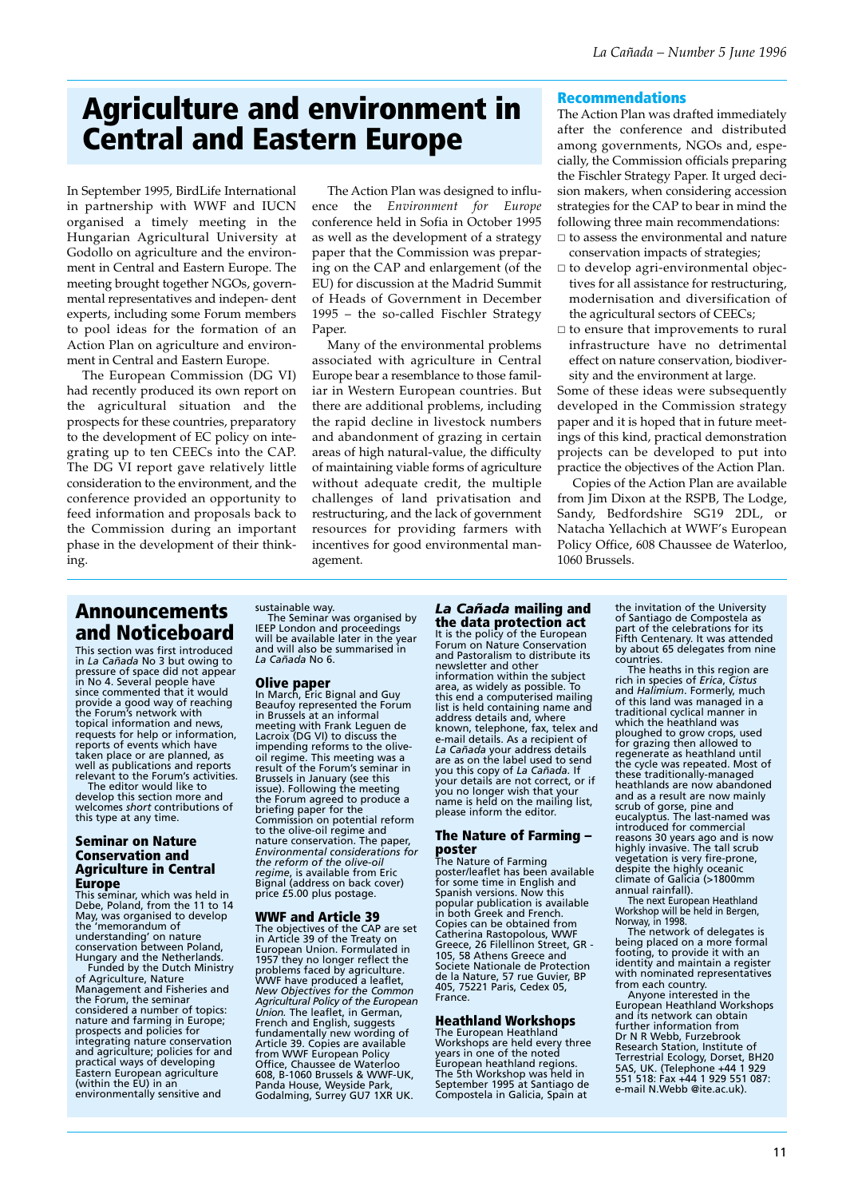# Agriculture and environment in Central and Eastern Europe

In September 1995, BirdLife International in partnership with WWF and IUCN organised a timely meeting in the Hungarian Agricultural University at Godollo on agriculture and the environment in Central and Eastern Europe. The meeting brought together NGOs, governmental representatives and independent experts, including some Forum members to pool ideas for the formation of an Action Plan on agriculture and environment in Central and Eastern Europe.

The European Commission (DG VI) had recently produced its own report on the agricultural situation and the prospects for these countries, preparatory to the development of EC policy on integrating up to ten CEECs into the CAP. The DG VI report gave relatively little consideration to the environment, and the conference provided an opportunity to feed information and proposals back to the Commission during an important phase in the development of their thinking.

The Action Plan was designed to influence the *Environment for Europe* conference held in Sofia in October 1995 as well as the development of a strategy paper that the Commission was preparing on the CAP and enlargement (of the EU) for discussion at the Madrid Summit of Heads of Government in December 1995 – the so-called Fischler Strategy Paper.

Many of the environmental problems associated with agriculture in Central Europe bear a resemblance to those familiar in Western European countries. But there are additional problems, including the rapid decline in livestock numbers and abandonment of grazing in certain areas of high natural-value, the difficulty of maintaining viable forms of agriculture without adequate credit, the multiple challenges of land privatisation and restructuring, and the lack of government resources for providing farmers with incentives for good environmental management.

## Recommendations

The Action Plan was drafted immediately after the conference and distributed among governments, NGOs and, especially, the Commission officials preparing the Fischler Strategy Paper. It urged decision makers, when considering accession strategies for the CAP to bear in mind the following three main recommendations:

- to assess the environmental and nature conservation impacts of strategies;
- to develop agri-environmental objectives for all assistance for restructuring, modernisation and diversification of the agricultural sectors of CEECs;
- to ensure that improvements to rural infrastructure have no detrimental effect on nature conservation, biodiversity and the environment at large.

Some of these ideas were subsequently developed in the Commission strategy paper and it is hoped that in future meetings of this kind, practical demonstration projects can be developed to put into practice the objectives of the Action Plan.

Copies of the Action Plan are available from Jim Dixon at the RSPB, The Lodge, Sandy, Bedfordshire SG19 2DL, or Natacha Yellachich at WWF's European Policy Office, 608 Chaussee de Waterloo, 1060 Brussels.

# Announcements and Noticeboard

This section was first introduced in *La Cañada* No 3 but owing to pressure of space did not appear in No 4. Several people have since commented that it would provide a good way of reaching the Forum's network with topical information and news, requests for help or information, reports of events which have taken place or are planned, as well as publications and reports relevant to the Forum's activities.

The editor would like to develop this section more and welcomes *short* contributions of this type at any time.

### Seminar on Nature Conservation and Agriculture in Central Europe

This seminar, which was held in Debe, Poland, from the 11 to 14 May, was organised to develop the 'memorandum of understanding' on nature conservation between Poland, Hungary and the Netherlands.

Funded by the Dutch Ministry of Agriculture, Nature Management and Fisheries and the Forum, the seminar considered a number of topics: nature and farming in Europe; prospects and policies for integrating nature conservation and agriculture; policies for and practical ways of developing Eastern European agriculture (within the EU) in an environmentally sensitive and sustainable way.

The Seminar was organised by IEEP London and proceedings will be available later in the year and will also be summarised in *La Cañada* No 6.

### Olive paper

In March, Eric Bignal and Guy Beaufoy represented the Forum in Brussels at an informal meeting with Frank Leguen de Lacroix (DG VI) to discuss the impending reforms to the olive-oil regime. This meeting was a result of the Forum's seminar in Brussels in January (see this issue). Following the meeting the Forum agreed to produce a briefing paper for the Commission on potential reform to the olive-oil regime and nature conservation. The paper, *Environmental considerations for the reform of the olive-oil regime*, is available from Eric Bignal (address on back cover) price £5.00 plus postage.

### WWF and Article 39

The objectives of the CAP are set in Article 39 of the Treaty on European Union. Formulated in 1957 they no longer reflect the problems faced by agriculture. WWF have produced a leaflet, *New Objectives for the Common Agricultural Policy of the European Union.* The leaflet, in German, French and English, suggests fundamentally new wording of Article 39. Copies are available from WWF European Policy Office, Chaussee de Waterloo 608, B-1060 Brussels & WWF-UK, Panda House, Weyside Park, Godalming, Surrey GU7 1XR UK.

### *La Cañada* mailing and the data protection act

It is the policy of the European Forum on Nature Conservation and Pastoralism to distribute its newsletter and other information within the subject area, as widely as possible. To this end a computerised mailing list is held containing name and address details and, where known, telephone, fax, telex and e-mail details. As a recipient of *La Cañada* your address details are as on the label used to send you this copy of *La Cañada*. If your details are not correct, or if you no longer wish that your name is held on the mailing list, please inform the editor.

### The Nature of Farming – poster

The Nature of Farming poster/leaflet has been available for some time in English and Spanish versions. Now this popular publication is available in both Greek and French. Copies can be obtained from Catherina Rastopolous, WWF Greece, 26 Filellinon Street, GR - 105, 58 Athens Greece and Societe Nationale de Protection de la Nature, 57 rue Guvier, BP 405, 75221 Paris, Cedex 05, France.

### Heathland Workshops

The European Heathland Workshops are held every three years in one of the noted European heathland regions. The 5th Workshop was held in September 1995 at Santiago de Compostela in Galicia, Spain at the invitation of the University of Santiago de Compostela as part of the celebrations for its Fifth Centenary. It was attended by about 65 delegates from nine countries.

The heaths in this region are rich in species of *Erica*, *Cistus* and *Halimium*. Formerly, much of this land was managed in a traditional cyclical manner in which the heathland was ploughed to grow crops, used for grazing then allowed to regenerate as heathland until the cycle was repeated. Most of these traditionally-managed heathlands are now abandoned and as a result are now mainly scrub of gorse, pine and eucalyptus. The last-named was introduced for commercial reasons 30 years ago and is now highly invasive. The tall scrub vegetation is very fire-prone, despite the highly oceanic climate of Galicia (>1800mm annual rainfall).

The next European Heathland Workshop will be held in Bergen, Norway, in 1998.

The network of delegates is being placed on a more formal footing, to provide it with an identity and maintain a register with nominated representatives from each country.

Anyone interested in the European Heathland Workshops and its network can obtain further information from Dr N R Webb, Furzebrook Research Station, Institute of Terrestrial Ecology, Dorset, BH20 5AS, UK. (Telephone +44 1 929 551 518: Fax +44 1 929 551 087: e-mail N.Webb @ite.ac.uk).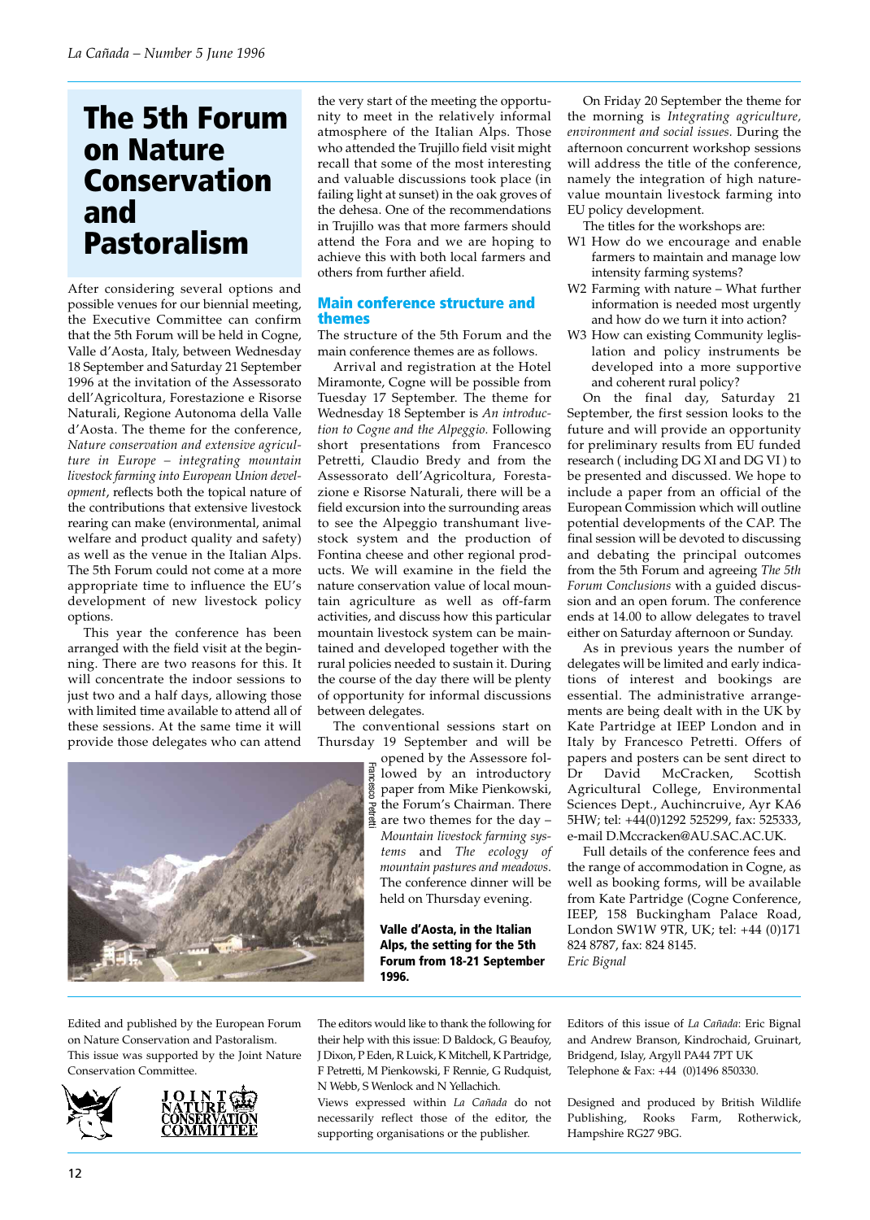# The 5th Forum on Nature Conservation and Pastoralism

After considering several options and possible venues for our biennial meeting, the Executive Committee can confirm that the 5th Forum will be held in Cogne, Valle d'Aosta, Italy, between Wednesday 18 September and Saturday 21 September 1996 at the invitation of the Assessorato dell'Agricoltura, Forestazione e Risorse Naturali, Regione Autonoma della Valle d'Aosta. The theme for the conference, *Nature conservation and extensive agriculture in Europe – integrating mountain livestock farming into European Union development*, reflects both the topical nature of the contributions that extensive livestock rearing can make (environmental, animal welfare and product quality and safety) as well as the venue in the Italian Alps. The 5th Forum could not come at a more appropriate time to influence the EU's development of new livestock policy options.

This year the conference has been arranged with the field visit at the beginning. There are two reasons for this. It will concentrate the indoor sessions to just two and a half days, allowing those with limited time available to attend all of these sessions. At the same time it will provide those delegates who can attend the very start of the meeting the opportunity to meet in the relatively informal atmosphere of the Italian Alps. Those who attended the Trujillo field visit might recall that some of the most interesting and valuable discussions took place (in failing light at sunset) in the oak groves of the dehesa. One of the recommendations in Trujillo was that more farmers should attend the Fora and we are hoping to achieve this with both local farmers and others from further afield.

## Main conference structure and themes

The structure of the 5th Forum and the main conference themes are as follows.

Arrival and registration at the Hotel Miramonte, Cogne will be possible from Tuesday 17 September. The theme for Wednesday 18 September is *An introduction to Cogne and the Alpeggio.* Following short presentations from Francesco Petretti, Claudio Bredy and from the Assessorato dell'Agricoltura, Forestazione e Risorse Naturali, there will be a field excursion into the surrounding areas to see the Alpeggio transhumant livestock system and the production of Fontina cheese and other regional products. We will examine in the field the nature conservation value of local mountain agriculture as well as off-farm activities, and discuss how this particular mountain livestock system can be maintained and developed together with the rural policies needed to sustain it. During the course of the day there will be plenty of opportunity for informal discussions between delegates.

The conventional sessions start on Thursday 19 September and will be opened by the Assessore followed by an introductory paper from Mike Pienkowski, the Forum's Chairman. There are two themes for the day – *Mountain livestock farming systems* and *The ecology of mountain pastures and meadows*. The conference dinner will be held on Thursday evening.

Francesco Petretti

**Valle d'Aosta, in the Italian Alps, the setting for the 5th Forum from 18-21 September 1996.**

On Friday 20 September the theme for the morning is *Integrating agriculture, environment and social issues.* During the afternoon concurrent workshop sessions will address the title of the conference, namely the integration of high nature-value mountain livestock farming into EU policy development.

The titles for the workshops are:

- W1 How do we encourage and enable farmers to maintain and manage low intensity farming systems?
- W2 Farming with nature – What further information is needed most urgently and how do we turn it into action?
- W3 How can existing Community legislation and policy instruments be developed into a more supportive and coherent rural policy?

On the final day, Saturday 21 September, the first session looks to the future and will provide an opportunity for preliminary results from EU funded research ( including DG XI and DG VI ) to be presented and discussed. We hope to include a paper from an official of the European Commission which will outline potential developments of the CAP. The final session will be devoted to discussing and debating the principal outcomes from the 5th Forum and agreeing *The 5th Forum Conclusions* with a guided discussion and an open forum. The conference ends at 14.00 to allow delegates to travel either on Saturday afternoon or Sunday.

As in previous years the number of delegates will be limited and early indications of interest and bookings are essential. The administrative arrangements are being dealt with in the UK by Kate Partridge at IEEP London and in Italy by Francesco Petretti. Offers of papers and posters can be sent direct to Dr David McCracken, Scottish Agricultural College, Environmental Sciences Dept., Auchincruive, Ayr KA6 5HW; tel: +44(0)1292 525299, fax: 525333, e-mail D.Mccracken@AU.SAC.AC.UK.

Full details of the conference fees and the range of accommodation in Cogne, as well as booking forms, will be available from Kate Partridge (Cogne Conference, IEEP, 158 Buckingham Palace Road, London SW1W 9TR, UK; tel: +44 (0)171 824 8787, fax: 824 8145.

*Eric Bignal*

---

Edited and published by the European Forum on Nature Conservation and Pastoralism. This issue was supported by the Joint Nature Conservation Committee.

The editors would like to thank the following for their help with this issue: D Baldock, G Beaufoy, J Dixon, P Eden, R Luick, K Mitchell, K Partridge, F Petretti, M Pienkowski, F Rennie, G Rudquist, N Webb, S Wenlock and N Yellachich.

Views expressed within *La Cañada* do not necessarily reflect those of the editor, the supporting organisations or the publisher.

Editors of this issue of *La Cañada*: Eric Bignal and Andrew Branson, Kindrochaid, Gruinart, Bridgend, Islay, Argyll PA44 7PT UK Telephone & Fax: +44 (0)1496 850330.

Designed and produced by British Wildlife Publishing, Rooks Farm, Rotherwick, Hampshire RG27 9BG.